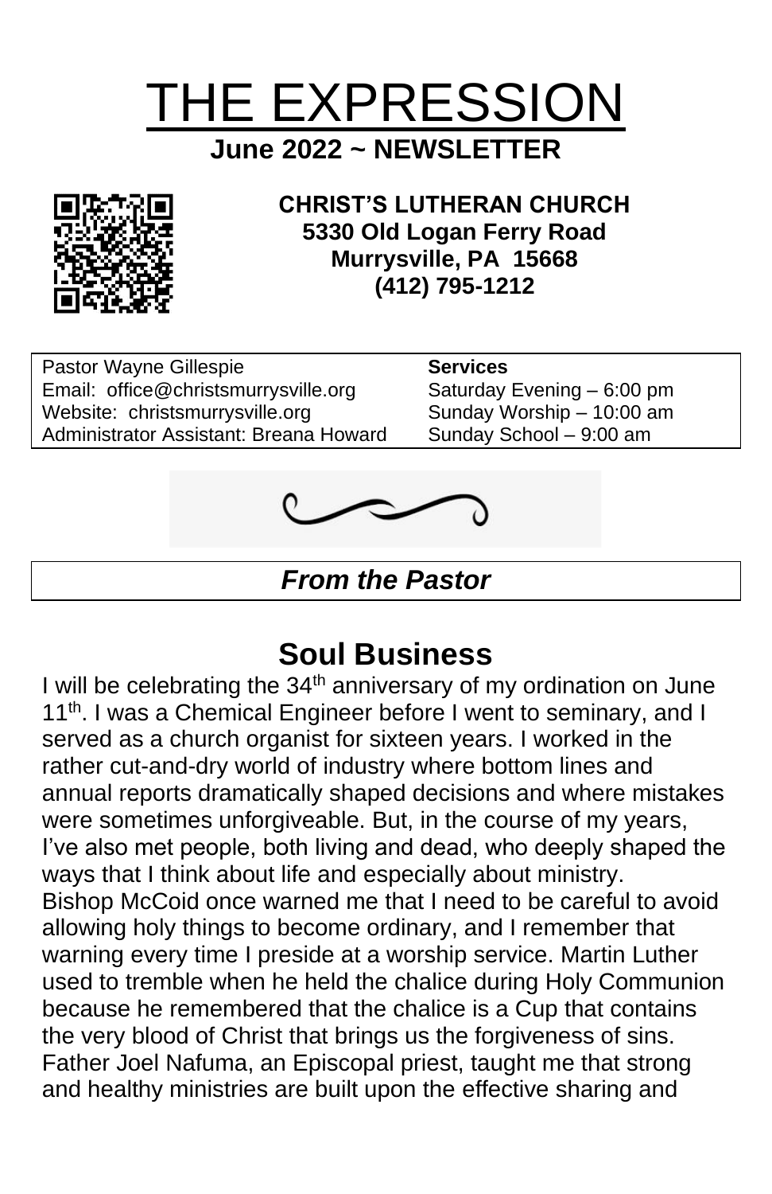# THE EXPRESSION

**June 2022 ~ NEWSLETTER**

**CHRIST'S LUTHERAN CHURCH**
**5330 Old Logan Ferry Road**
**Murrysville, PA 15668**
**(412) 795-1212**

| Pastor Wayne Gillespie | **Services** |
| --- | --- |
| Email: office@christsmurrysville.org | Saturday Evening – 6:00 pm |
| Website: christsmurrysville.org | Sunday Worship – 10:00 am |
| Administrator Assistant: Breana Howard | Sunday School – 9:00 am |

## *From the Pastor*

## Soul Business

I will be celebrating the 34th anniversary of my ordination on June 11th. I was a Chemical Engineer before I went to seminary, and I served as a church organist for sixteen years. I worked in the rather cut-and-dry world of industry where bottom lines and annual reports dramatically shaped decisions and where mistakes were sometimes unforgiveable. But, in the course of my years, I've also met people, both living and dead, who deeply shaped the ways that I think about life and especially about ministry.
Bishop McCoid once warned me that I need to be careful to avoid allowing holy things to become ordinary, and I remember that warning every time I preside at a worship service. Martin Luther used to tremble when he held the chalice during Holy Communion because he remembered that the chalice is a Cup that contains the very blood of Christ that brings us the forgiveness of sins. Father Joel Nafuma, an Episcopal priest, taught me that strong and healthy ministries are built upon the effective sharing and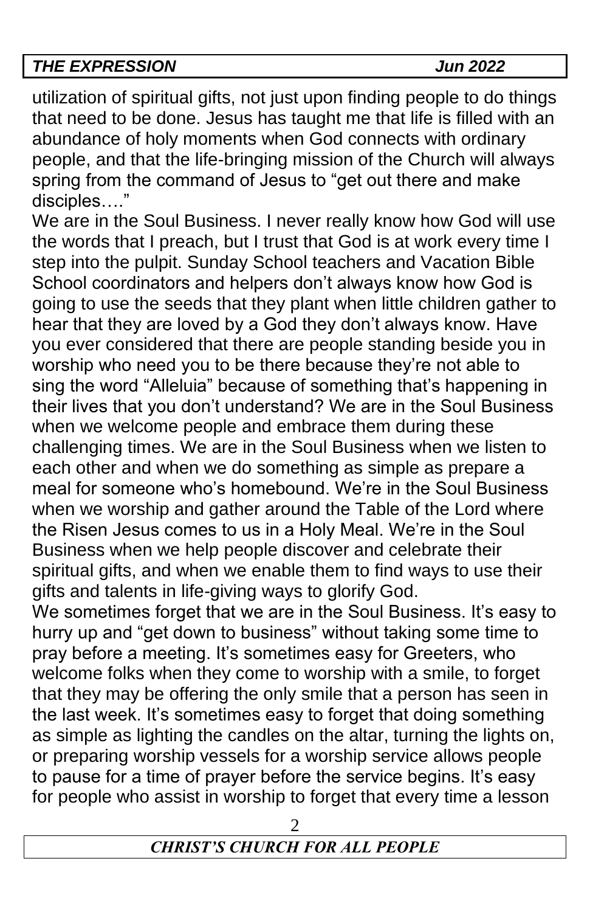utilization of spiritual gifts, not just upon finding people to do things that need to be done. Jesus has taught me that life is filled with an abundance of holy moments when God connects with ordinary people, and that the life-bringing mission of the Church will always spring from the command of Jesus to "get out there and make disciples…."

We are in the Soul Business. I never really know how God will use the words that I preach, but I trust that God is at work every time I step into the pulpit. Sunday School teachers and Vacation Bible School coordinators and helpers don't always know how God is going to use the seeds that they plant when little children gather to hear that they are loved by a God they don't always know. Have you ever considered that there are people standing beside you in worship who need you to be there because they're not able to sing the word "Alleluia" because of something that's happening in their lives that you don't understand? We are in the Soul Business when we welcome people and embrace them during these challenging times. We are in the Soul Business when we listen to each other and when we do something as simple as prepare a meal for someone who's homebound. We're in the Soul Business when we worship and gather around the Table of the Lord where the Risen Jesus comes to us in a Holy Meal. We're in the Soul Business when we help people discover and celebrate their spiritual gifts, and when we enable them to find ways to use their gifts and talents in life-giving ways to glorify God.

We sometimes forget that we are in the Soul Business. It's easy to hurry up and "get down to business" without taking some time to pray before a meeting. It's sometimes easy for Greeters, who welcome folks when they come to worship with a smile, to forget that they may be offering the only smile that a person has seen in the last week. It's sometimes easy to forget that doing something as simple as lighting the candles on the altar, turning the lights on, or preparing worship vessels for a worship service allows people to pause for a time of prayer before the service begins. It's easy for people who assist in worship to forget that every time a lesson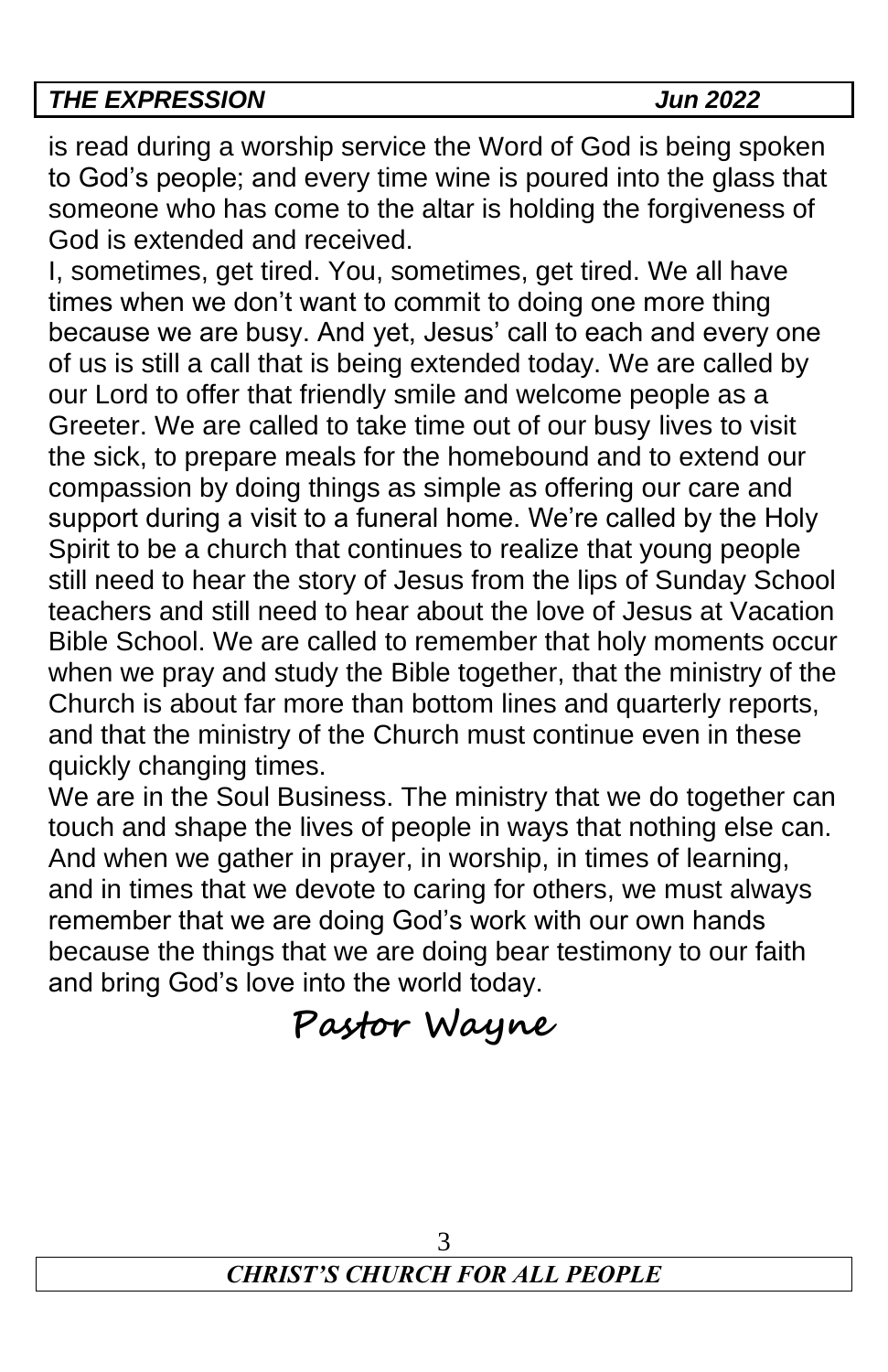is read during a worship service the Word of God is being spoken to God's people; and every time wine is poured into the glass that someone who has come to the altar is holding the forgiveness of God is extended and received.

I, sometimes, get tired. You, sometimes, get tired. We all have times when we don't want to commit to doing one more thing because we are busy. And yet, Jesus' call to each and every one of us is still a call that is being extended today. We are called by our Lord to offer that friendly smile and welcome people as a Greeter. We are called to take time out of our busy lives to visit the sick, to prepare meals for the homebound and to extend our compassion by doing things as simple as offering our care and support during a visit to a funeral home. We're called by the Holy Spirit to be a church that continues to realize that young people still need to hear the story of Jesus from the lips of Sunday School teachers and still need to hear about the love of Jesus at Vacation Bible School. We are called to remember that holy moments occur when we pray and study the Bible together, that the ministry of the Church is about far more than bottom lines and quarterly reports, and that the ministry of the Church must continue even in these quickly changing times.

We are in the Soul Business. The ministry that we do together can touch and shape the lives of people in ways that nothing else can. And when we gather in prayer, in worship, in times of learning, and in times that we devote to caring for others, we must always remember that we are doing God's work with our own hands because the things that we are doing bear testimony to our faith and bring God's love into the world today.

**Pastor Wayne**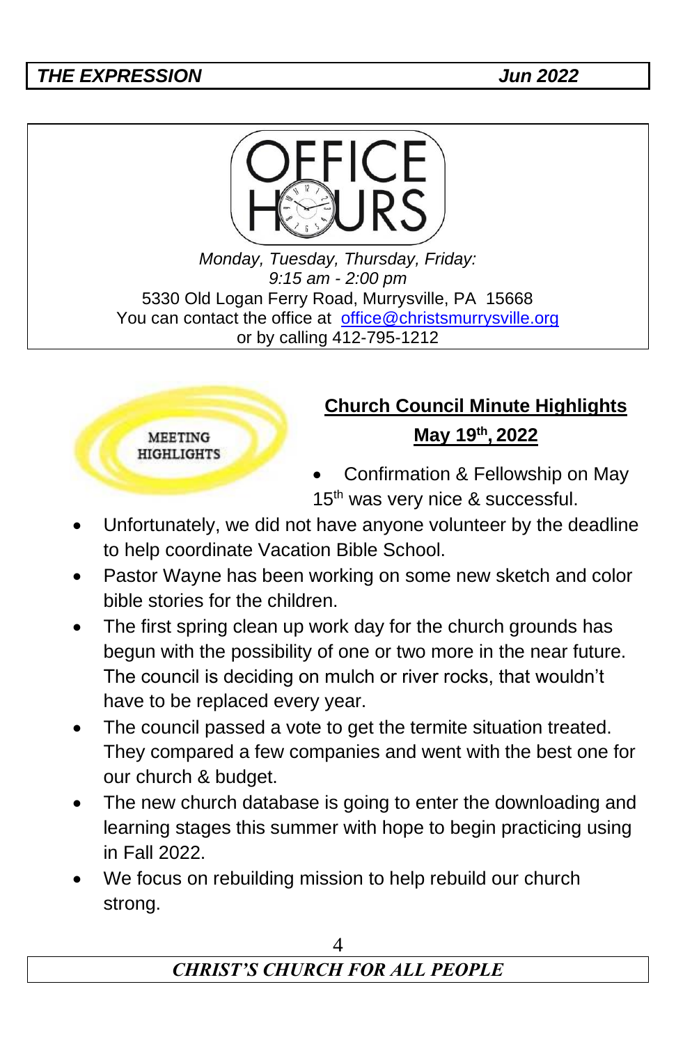## OFFICE HOURS

*Monday, Tuesday, Thursday, Friday:*
*9:15 am - 2:00 pm*
5330 Old Logan Ferry Road, Murrysville, PA 15668
You can contact the office at office@christsmurrysville.org
or by calling 412-795-1212

MEETING HIGHLIGHTS

## Church Council Minute Highlights

## May 19th, 2022

- Confirmation & Fellowship on May 15th was very nice & successful.
- Unfortunately, we did not have anyone volunteer by the deadline to help coordinate Vacation Bible School.
- Pastor Wayne has been working on some new sketch and color bible stories for the children.
- The first spring clean up work day for the church grounds has begun with the possibility of one or two more in the near future. The council is deciding on mulch or river rocks, that wouldn't have to be replaced every year.
- The council passed a vote to get the termite situation treated. They compared a few companies and went with the best one for our church & budget.
- The new church database is going to enter the downloading and learning stages this summer with hope to begin practicing using in Fall 2022.
- We focus on rebuilding mission to help rebuild our church strong.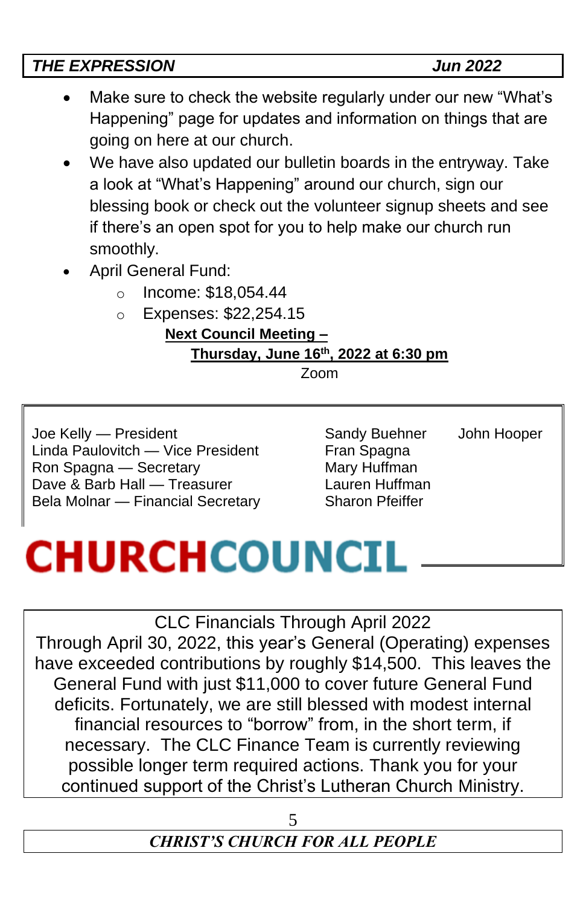- Make sure to check the website regularly under our new "What's Happening" page for updates and information on things that are going on here at our church.
- We have also updated our bulletin boards in the entryway. Take a look at "What's Happening" around our church, sign our blessing book or check out the volunteer signup sheets and see if there's an open spot for you to help make our church run smoothly.
- April General Fund:
  - Income: $18,054.44
  - Expenses: $22,254.15

**Next Council Meeting –**

**Thursday, June 16th, 2022 at 6:30 pm**

Zoom

Joe Kelly — President
Linda Paulovitch — Vice President
Ron Spagna — Secretary
Dave & Barb Hall — Treasurer
Bela Molnar — Financial Secretary

Sandy Buehner
Fran Spagna
Mary Huffman
Lauren Huffman
Sharon Pfeiffer

John Hooper

# CHURCHCOUNCIL

CLC Financials Through April 2022

Through April 30, 2022, this year's General (Operating) expenses have exceeded contributions by roughly $14,500. This leaves the General Fund with just $11,000 to cover future General Fund deficits. Fortunately, we are still blessed with modest internal financial resources to "borrow" from, in the short term, if necessary. The CLC Finance Team is currently reviewing possible longer term required actions. Thank you for your continued support of the Christ's Lutheran Church Ministry.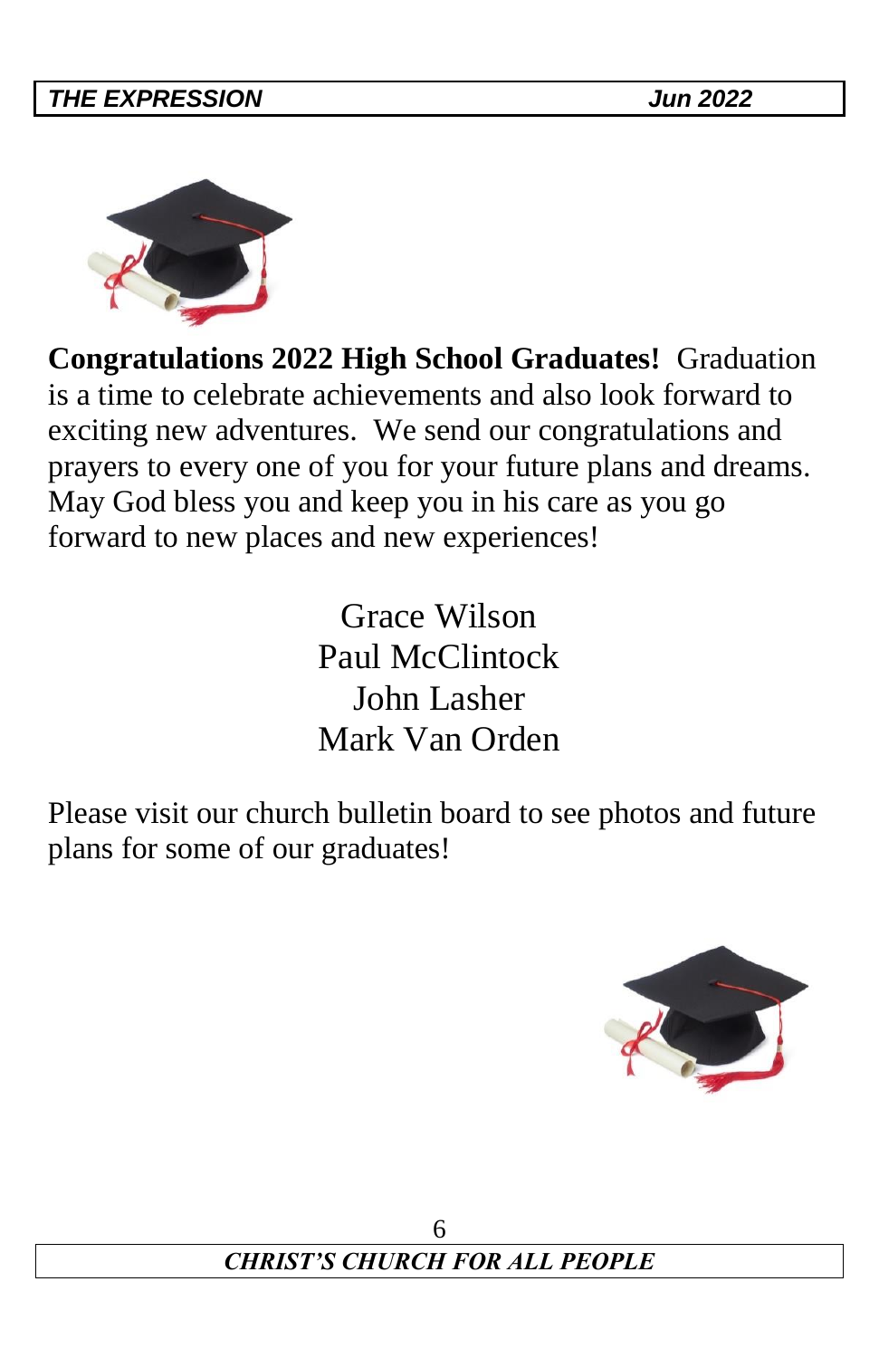**Congratulations 2022 High School Graduates!** Graduation is a time to celebrate achievements and also look forward to exciting new adventures. We send our congratulations and prayers to every one of you for your future plans and dreams. May God bless you and keep you in his care as you go forward to new places and new experiences!

Grace Wilson
Paul McClintock
John Lasher
Mark Van Orden

Please visit our church bulletin board to see photos and future plans for some of our graduates!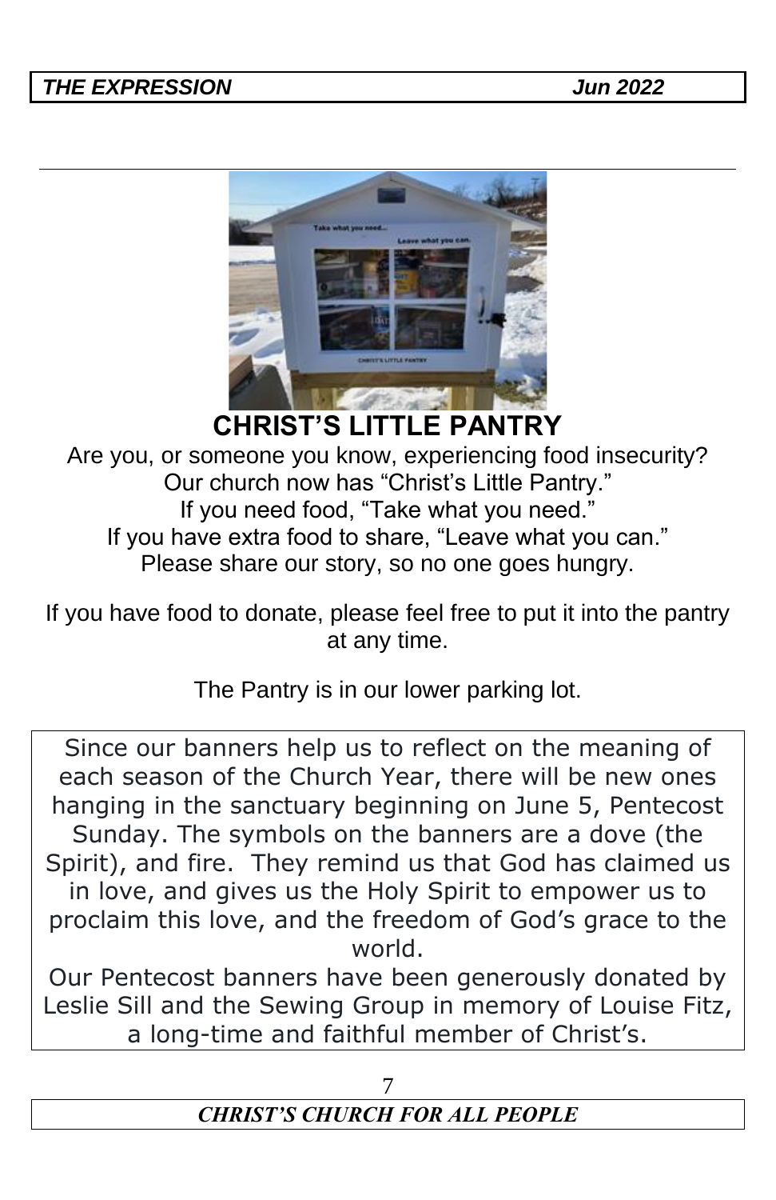## CHRIST'S LITTLE PANTRY

Are you, or someone you know, experiencing food insecurity?
Our church now has "Christ's Little Pantry."
If you need food, "Take what you need."
If you have extra food to share, "Leave what you can."
Please share our story, so no one goes hungry.

If you have food to donate, please feel free to put it into the pantry at any time.

The Pantry is in our lower parking lot.

Since our banners help us to reflect on the meaning of each season of the Church Year, there will be new ones hanging in the sanctuary beginning on June 5, Pentecost Sunday. The symbols on the banners are a dove (the Spirit), and fire. They remind us that God has claimed us in love, and gives us the Holy Spirit to empower us to proclaim this love, and the freedom of God's grace to the world.

Our Pentecost banners have been generously donated by Leslie Sill and the Sewing Group in memory of Louise Fitz, a long-time and faithful member of Christ's.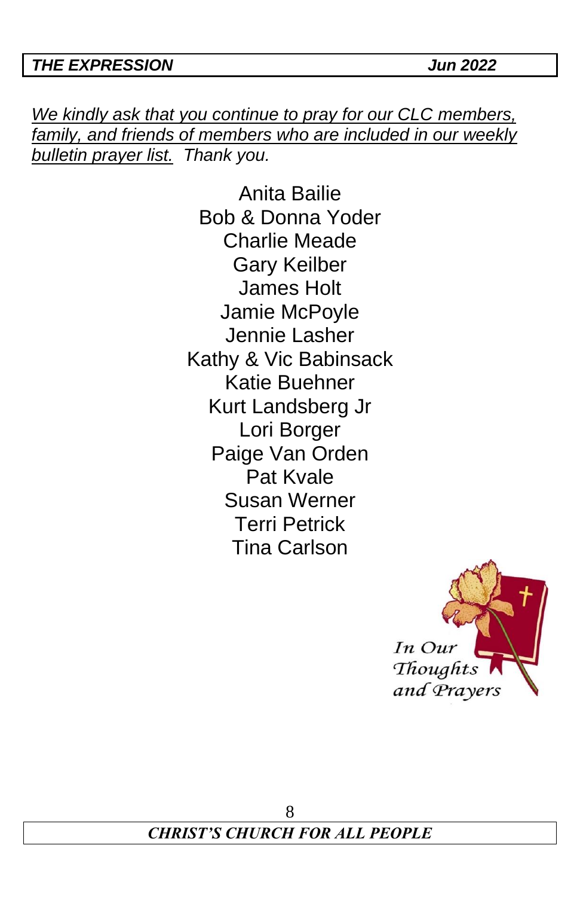*We kindly ask that you continue to pray for our CLC members, family, and friends of members who are included in our weekly bulletin prayer list.* *Thank you.*

Anita Bailie
Bob & Donna Yoder
Charlie Meade
Gary Keilber
James Holt
Jamie McPoyle
Jennie Lasher
Kathy & Vic Babinsack
Katie Buehner
Kurt Landsberg Jr
Lori Borger
Paige Van Orden
Pat Kvale
Susan Werner
Terri Petrick
Tina Carlson

*In Our Thoughts and Prayers*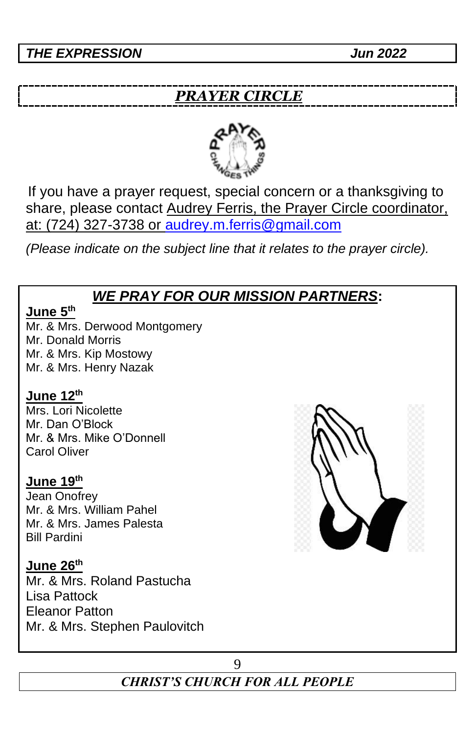## *PRAYER CIRCLE*

If you have a prayer request, special concern or a thanksgiving to share, please contact Audrey Ferris, the Prayer Circle coordinator, at: (724) 327-3738 or audrey.m.ferris@gmail.com

*(Please indicate on the subject line that it relates to the prayer circle).*

### *WE PRAY FOR OUR MISSION PARTNERS*:

**June 5th**
Mr. & Mrs. Derwood Montgomery
Mr. Donald Morris
Mr. & Mrs. Kip Mostowy
Mr. & Mrs. Henry Nazak

**June 12th**
Mrs. Lori Nicolette
Mr. Dan O'Block
Mr. & Mrs. Mike O'Donnell
Carol Oliver

**June 19th**
Jean Onofrey
Mr. & Mrs. William Pahel
Mr. & Mrs. James Palesta
Bill Pardini

**June 26th**
Mr. & Mrs. Roland Pastucha
Lisa Pattock
Eleanor Patton
Mr. & Mrs. Stephen Paulovitch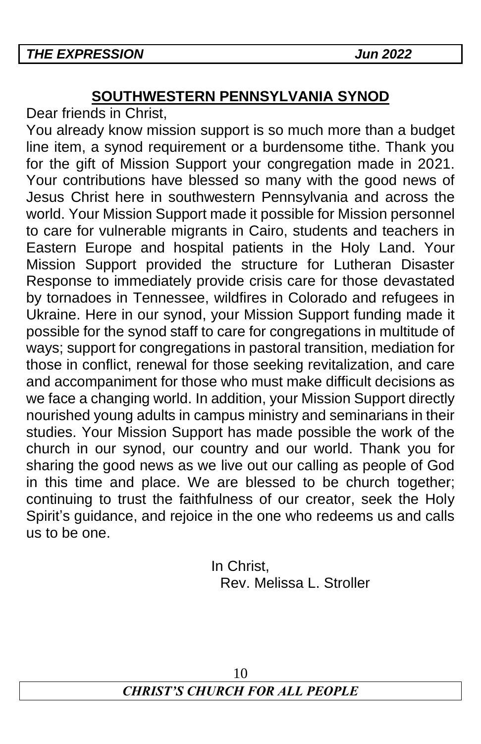## SOUTHWESTERN PENNSYLVANIA SYNOD

Dear friends in Christ,

You already know mission support is so much more than a budget line item, a synod requirement or a burdensome tithe. Thank you for the gift of Mission Support your congregation made in 2021. Your contributions have blessed so many with the good news of Jesus Christ here in southwestern Pennsylvania and across the world. Your Mission Support made it possible for Mission personnel to care for vulnerable migrants in Cairo, students and teachers in Eastern Europe and hospital patients in the Holy Land. Your Mission Support provided the structure for Lutheran Disaster Response to immediately provide crisis care for those devastated by tornadoes in Tennessee, wildfires in Colorado and refugees in Ukraine. Here in our synod, your Mission Support funding made it possible for the synod staff to care for congregations in multitude of ways; support for congregations in pastoral transition, mediation for those in conflict, renewal for those seeking revitalization, and care and accompaniment for those who must make difficult decisions as we face a changing world. In addition, your Mission Support directly nourished young adults in campus ministry and seminarians in their studies. Your Mission Support has made possible the work of the church in our synod, our country and our world. Thank you for sharing the good news as we live out our calling as people of God in this time and place. We are blessed to be church together; continuing to trust the faithfulness of our creator, seek the Holy Spirit's guidance, and rejoice in the one who redeems us and calls us to be one.

In Christ,
Rev. Melissa L. Stroller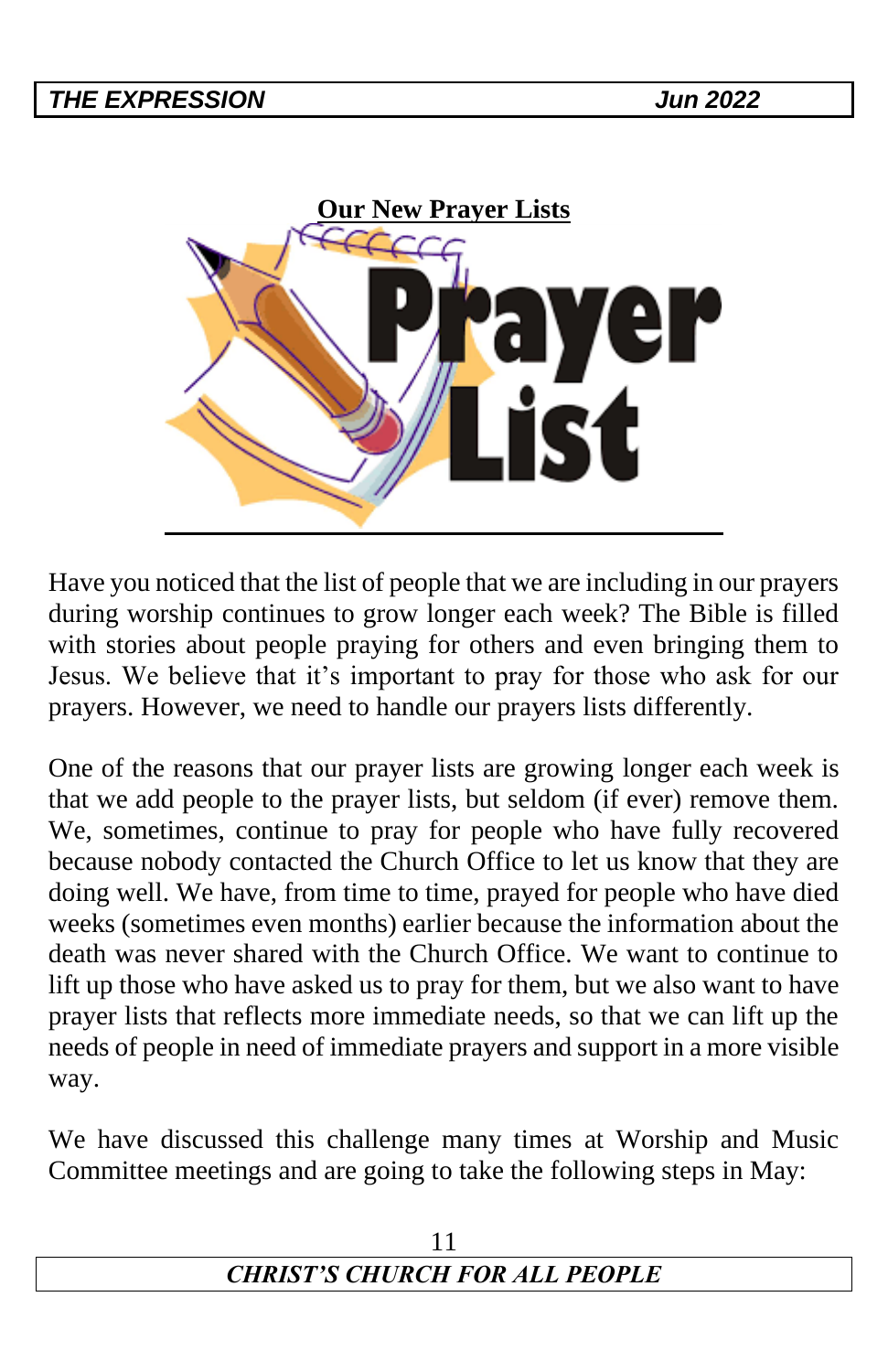## Our New Prayer Lists

Have you noticed that the list of people that we are including in our prayers during worship continues to grow longer each week? The Bible is filled with stories about people praying for others and even bringing them to Jesus. We believe that it's important to pray for those who ask for our prayers. However, we need to handle our prayers lists differently.

One of the reasons that our prayer lists are growing longer each week is that we add people to the prayer lists, but seldom (if ever) remove them. We, sometimes, continue to pray for people who have fully recovered because nobody contacted the Church Office to let us know that they are doing well. We have, from time to time, prayed for people who have died weeks (sometimes even months) earlier because the information about the death was never shared with the Church Office. We want to continue to lift up those who have asked us to pray for them, but we also want to have prayer lists that reflects more immediate needs, so that we can lift up the needs of people in need of immediate prayers and support in a more visible way.

We have discussed this challenge many times at Worship and Music Committee meetings and are going to take the following steps in May: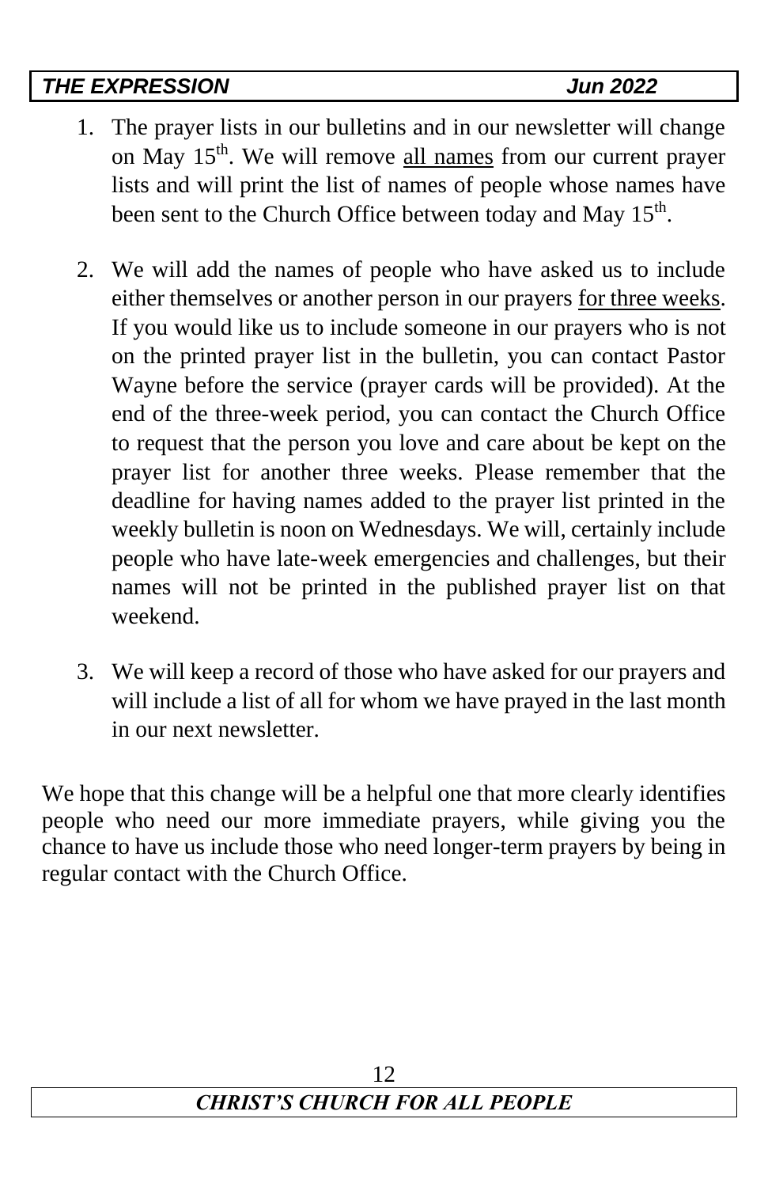1. The prayer lists in our bulletins and in our newsletter will change on May 15th. We will remove all names from our current prayer lists and will print the list of names of people whose names have been sent to the Church Office between today and May 15th.

2. We will add the names of people who have asked us to include either themselves or another person in our prayers for three weeks. If you would like us to include someone in our prayers who is not on the printed prayer list in the bulletin, you can contact Pastor Wayne before the service (prayer cards will be provided). At the end of the three-week period, you can contact the Church Office to request that the person you love and care about be kept on the prayer list for another three weeks. Please remember that the deadline for having names added to the prayer list printed in the weekly bulletin is noon on Wednesdays. We will, certainly include people who have late-week emergencies and challenges, but their names will not be printed in the published prayer list on that weekend.

3. We will keep a record of those who have asked for our prayers and will include a list of all for whom we have prayed in the last month in our next newsletter.

We hope that this change will be a helpful one that more clearly identifies people who need our more immediate prayers, while giving you the chance to have us include those who need longer-term prayers by being in regular contact with the Church Office.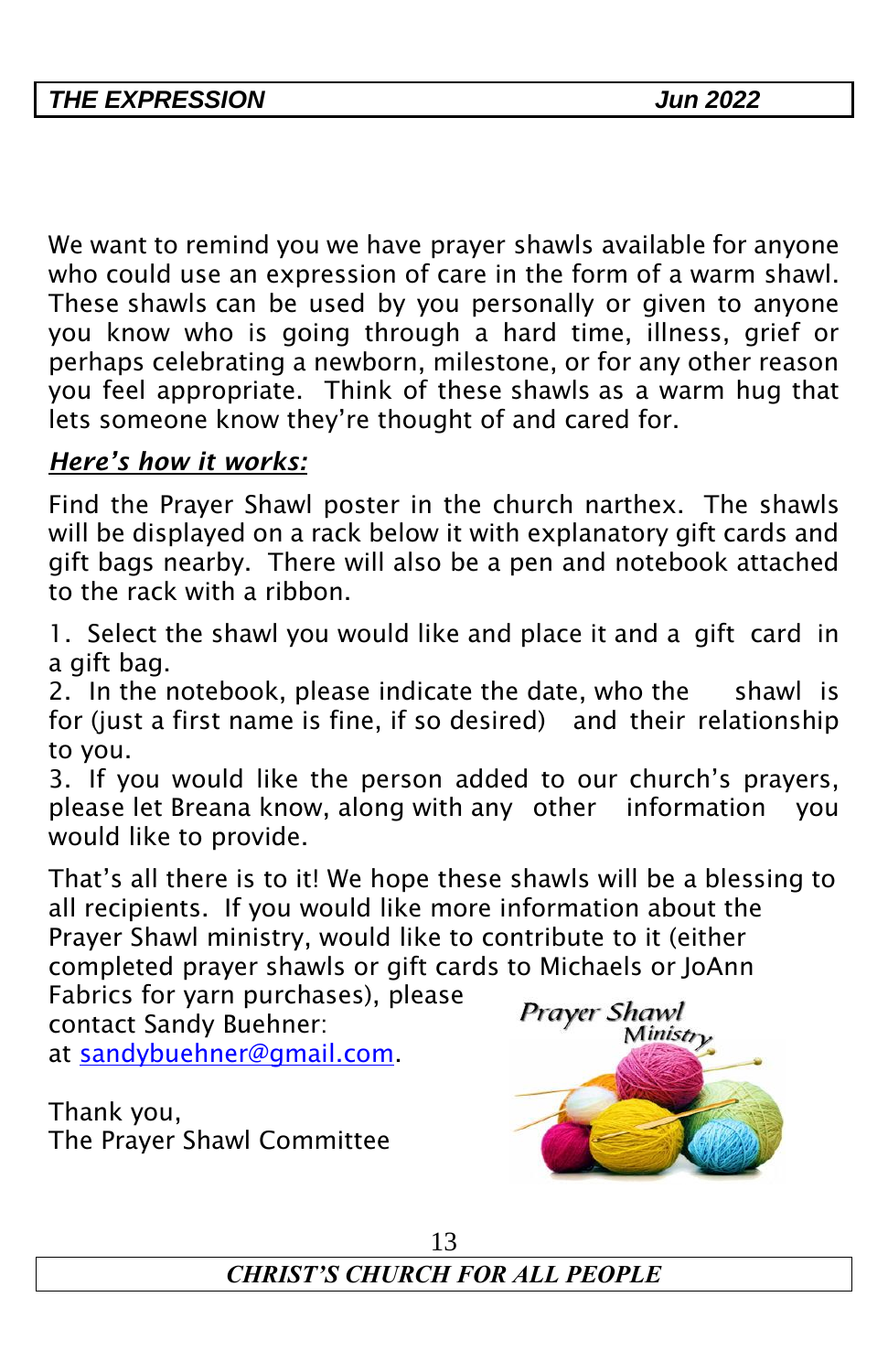We want to remind you we have prayer shawls available for anyone who could use an expression of care in the form of a warm shawl. These shawls can be used by you personally or given to anyone you know who is going through a hard time, illness, grief or perhaps celebrating a newborn, milestone, or for any other reason you feel appropriate. Think of these shawls as a warm hug that lets someone know they're thought of and cared for.

***Here's how it works:***

Find the Prayer Shawl poster in the church narthex. The shawls will be displayed on a rack below it with explanatory gift cards and gift bags nearby. There will also be a pen and notebook attached to the rack with a ribbon.

1. Select the shawl you would like and place it and a gift card in a gift bag.
2. In the notebook, please indicate the date, who the shawl is for (just a first name is fine, if so desired) and their relationship to you.
3. If you would like the person added to our church's prayers, please let Breana know, along with any other information you would like to provide.

That's all there is to it! We hope these shawls will be a blessing to all recipients. If you would like more information about the Prayer Shawl ministry, would like to contribute to it (either completed prayer shawls or gift cards to Michaels or JoAnn Fabrics for yarn purchases), please contact Sandy Buehner: at sandybuehner@gmail.com.

Thank you,
The Prayer Shawl Committee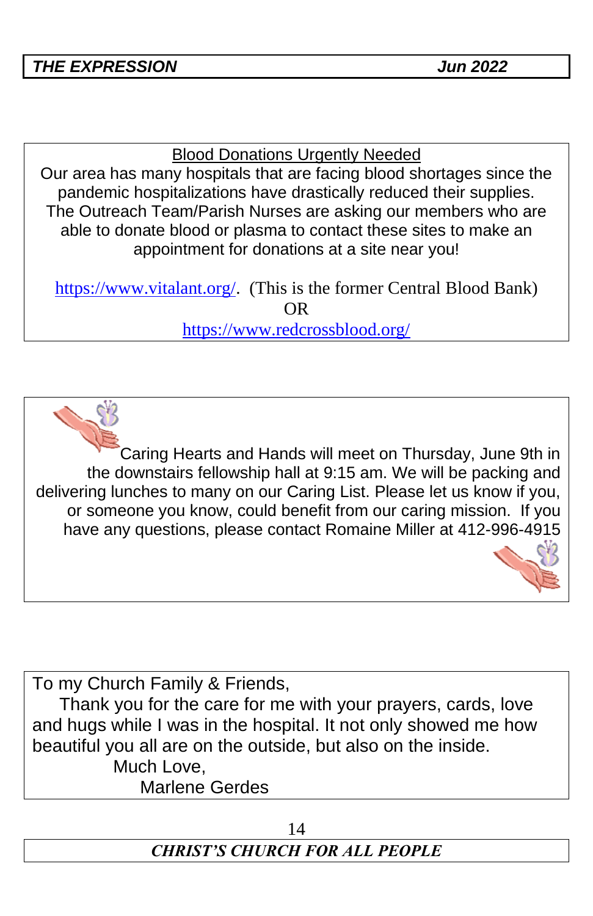## Blood Donations Urgently Needed

Our area has many hospitals that are facing blood shortages since the pandemic hospitalizations have drastically reduced their supplies. The Outreach Team/Parish Nurses are asking our members who are able to donate blood or plasma to contact these sites to make an appointment for donations at a site near you!

https://www.vitalant.org/. (This is the former Central Blood Bank)

OR

https://www.redcrossblood.org/

Caring Hearts and Hands will meet on Thursday, June 9th in the downstairs fellowship hall at 9:15 am. We will be packing and delivering lunches to many on our Caring List. Please let us know if you, or someone you know, could benefit from our caring mission. If you have any questions, please contact Romaine Miller at 412-996-4915

To my Church Family & Friends,

Thank you for the care for me with your prayers, cards, love and hugs while I was in the hospital. It not only showed me how beautiful you all are on the outside, but also on the inside.

Much Love,

Marlene Gerdes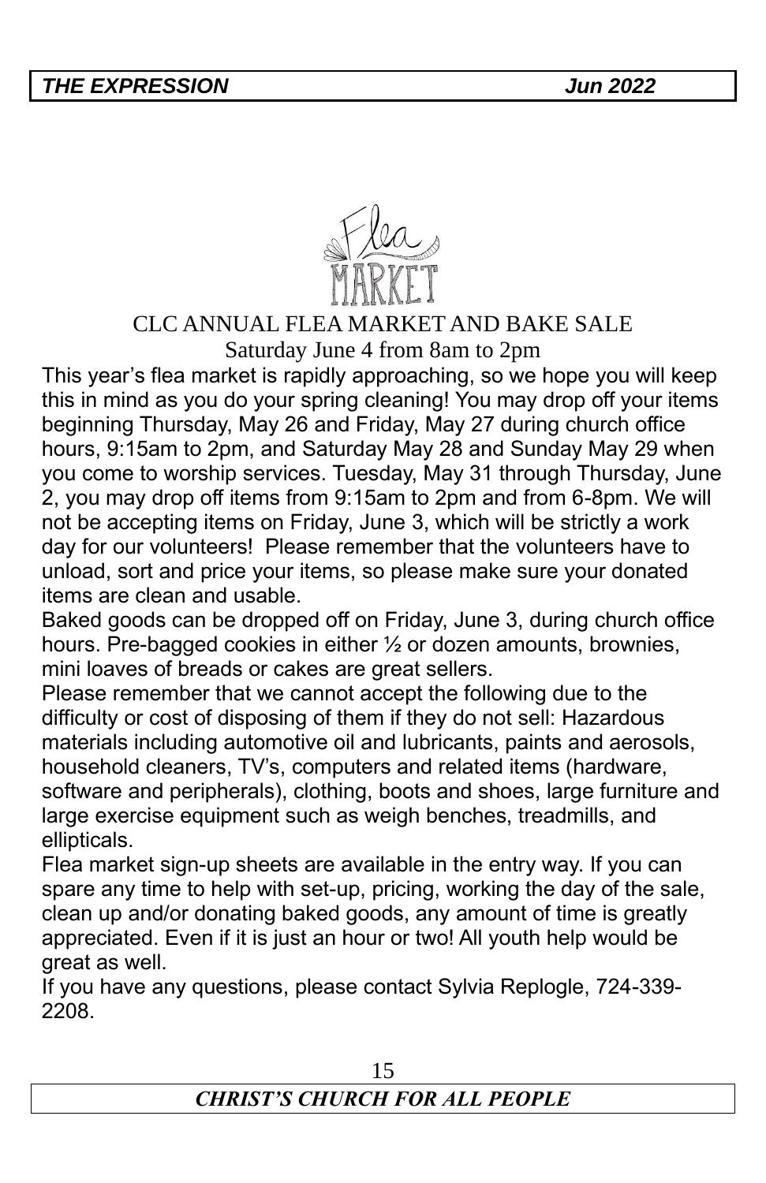## CLC ANNUAL FLEA MARKET AND BAKE SALE

Saturday June 4 from 8am to 2pm

This year's flea market is rapidly approaching, so we hope you will keep this in mind as you do your spring cleaning! You may drop off your items beginning Thursday, May 26 and Friday, May 27 during church office hours, 9:15am to 2pm, and Saturday May 28 and Sunday May 29 when you come to worship services. Tuesday, May 31 through Thursday, June 2, you may drop off items from 9:15am to 2pm and from 6-8pm. We will not be accepting items on Friday, June 3, which will be strictly a work day for our volunteers! Please remember that the volunteers have to unload, sort and price your items, so please make sure your donated items are clean and usable.

Baked goods can be dropped off on Friday, June 3, during church office hours. Pre-bagged cookies in either ½ or dozen amounts, brownies, mini loaves of breads or cakes are great sellers.

Please remember that we cannot accept the following due to the difficulty or cost of disposing of them if they do not sell: Hazardous materials including automotive oil and lubricants, paints and aerosols, household cleaners, TV's, computers and related items (hardware, software and peripherals), clothing, boots and shoes, large furniture and large exercise equipment such as weigh benches, treadmills, and ellipticals.

Flea market sign-up sheets are available in the entry way. If you can spare any time to help with set-up, pricing, working the day of the sale, clean up and/or donating baked goods, any amount of time is greatly appreciated. Even if it is just an hour or two! All youth help would be great as well.

If you have any questions, please contact Sylvia Replogle, 724-339-2208.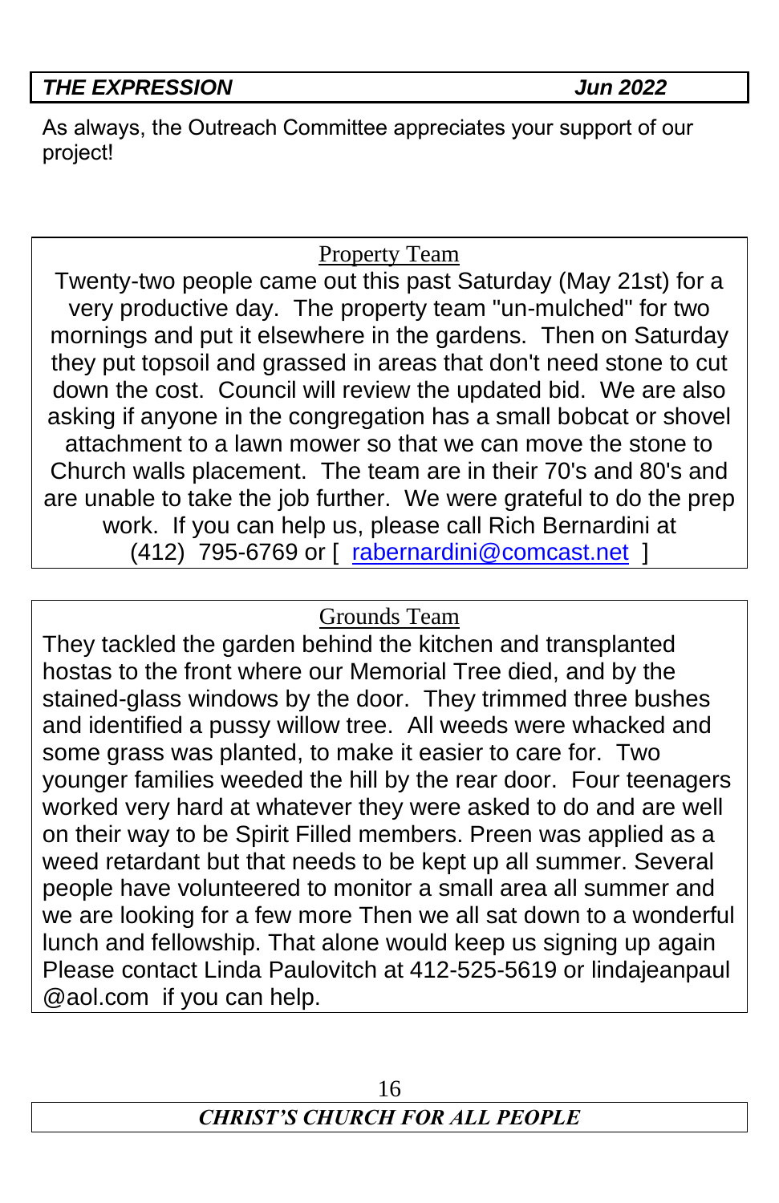As always, the Outreach Committee appreciates your support of our project!

## Property Team

Twenty-two people came out this past Saturday (May 21st) for a very productive day. The property team "un-mulched" for two mornings and put it elsewhere in the gardens. Then on Saturday they put topsoil and grassed in areas that don't need stone to cut down the cost. Council will review the updated bid. We are also asking if anyone in the congregation has a small bobcat or shovel attachment to a lawn mower so that we can move the stone to Church walls placement. The team are in their 70's and 80's and are unable to take the job further. We were grateful to do the prep work. If you can help us, please call Rich Bernardini at (412) 795-6769 or [ rabernardini@comcast.net ]

## Grounds Team

They tackled the garden behind the kitchen and transplanted hostas to the front where our Memorial Tree died, and by the stained-glass windows by the door. They trimmed three bushes and identified a pussy willow tree. All weeds were whacked and some grass was planted, to make it easier to care for. Two younger families weeded the hill by the rear door. Four teenagers worked very hard at whatever they were asked to do and are well on their way to be Spirit Filled members. Preen was applied as a weed retardant but that needs to be kept up all summer. Several people have volunteered to monitor a small area all summer and we are looking for a few more Then we all sat down to a wonderful lunch and fellowship. That alone would keep us signing up again Please contact Linda Paulovitch at 412-525-5619 or lindajeanpaul @aol.com if you can help.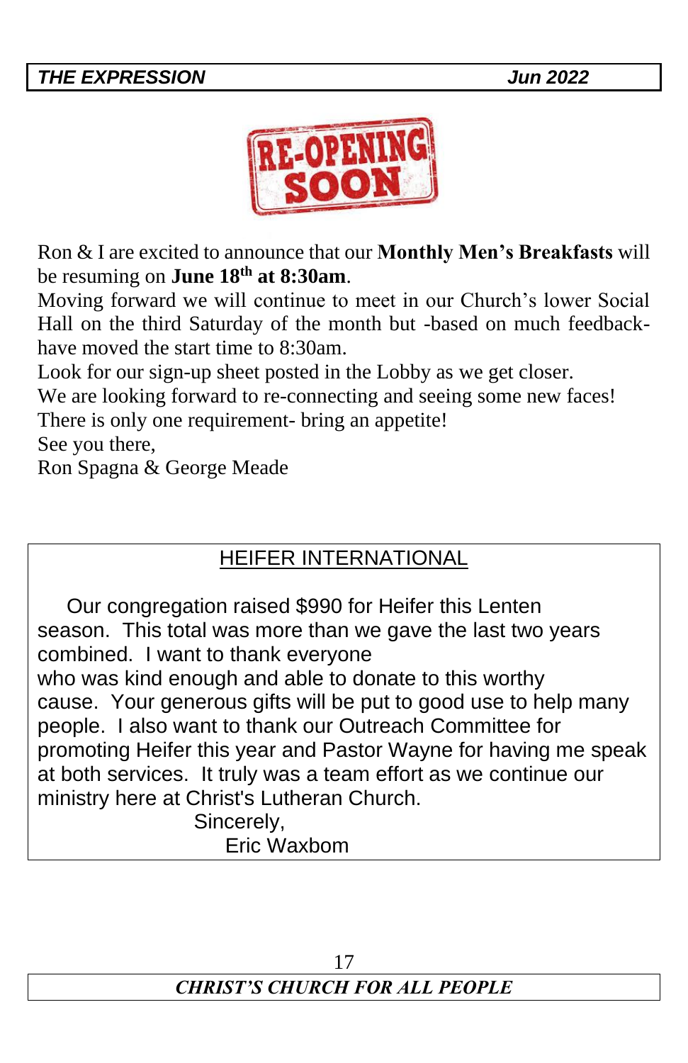**RE-OPENING SOON**

Ron & I are excited to announce that our **Monthly Men's Breakfasts** will be resuming on **June 18th at 8:30am**.
Moving forward we will continue to meet in our Church's lower Social Hall on the third Saturday of the month but -based on much feedback- have moved the start time to 8:30am.
Look for our sign-up sheet posted in the Lobby as we get closer.
We are looking forward to re-connecting and seeing some new faces!
There is only one requirement- bring an appetite!
See you there,
Ron Spagna & George Meade

## HEIFER INTERNATIONAL

Our congregation raised $990 for Heifer this Lenten season. This total was more than we gave the last two years combined. I want to thank everyone who was kind enough and able to donate to this worthy cause. Your generous gifts will be put to good use to help many people. I also want to thank our Outreach Committee for promoting Heifer this year and Pastor Wayne for having me speak at both services. It truly was a team effort as we continue our ministry here at Christ's Lutheran Church.

Sincerely,
Eric Waxbom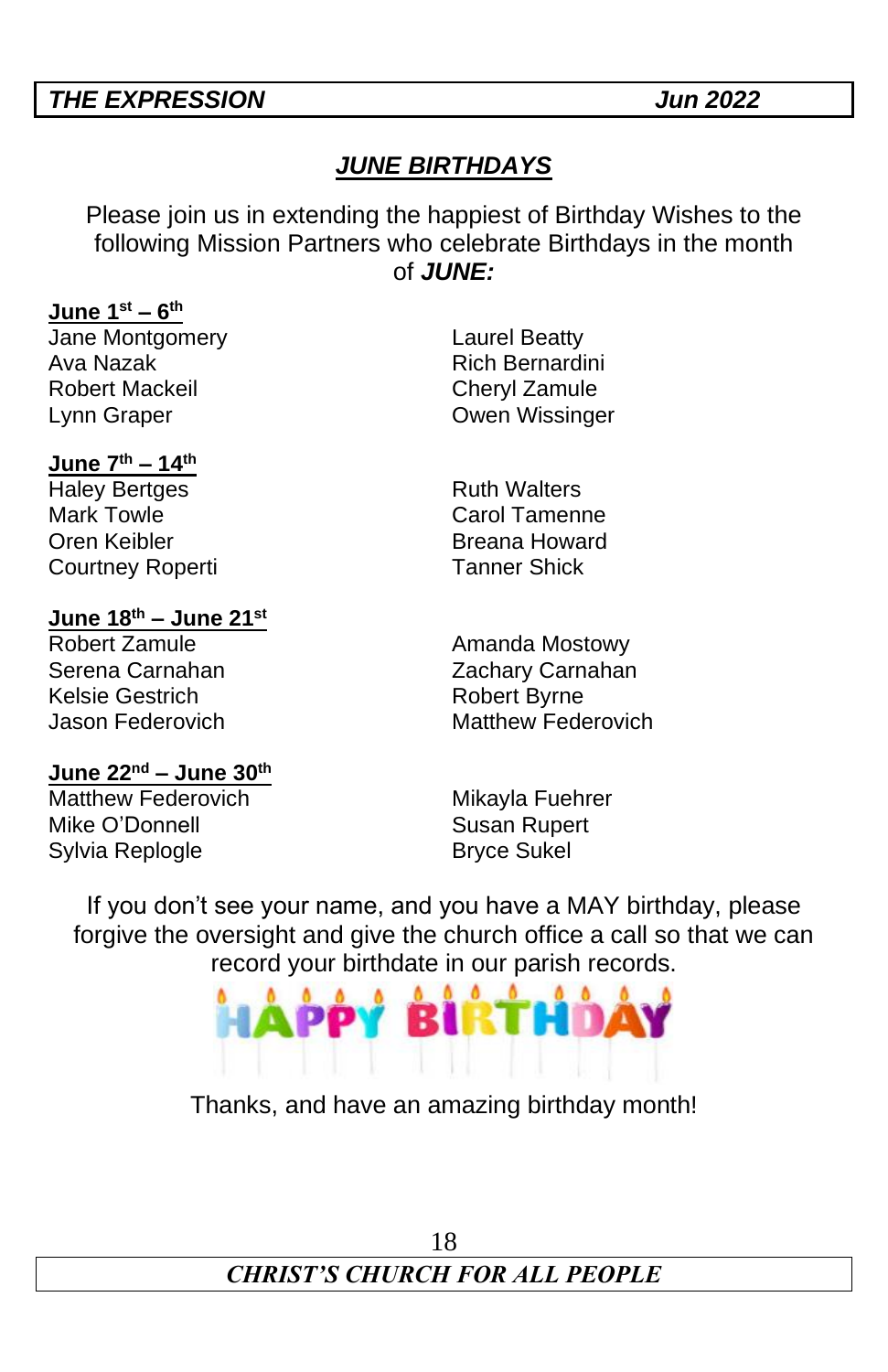## JUNE BIRTHDAYS

Please join us in extending the happiest of Birthday Wishes to the following Mission Partners who celebrate Birthdays in the month of ***JUNE:***

**June 1st – 6th**

Jane Montgomery
Ava Nazak
Robert Mackeil
Lynn Graper
Laurel Beatty
Rich Bernardini
Cheryl Zamule
Owen Wissinger

**June 7th – 14th**

Haley Bertges
Mark Towle
Oren Keibler
Courtney Roperti
Ruth Walters
Carol Tamenne
Breana Howard
Tanner Shick

**June 18th – June 21st**

Robert Zamule
Serena Carnahan
Kelsie Gestrich
Jason Federovich
Amanda Mostowy
Zachary Carnahan
Robert Byrne
Matthew Federovich

**June 22nd – June 30th**

Matthew Federovich
Mike O'Donnell
Sylvia Replogle
Mikayla Fuehrer
Susan Rupert
Bryce Sukel

If you don't see your name, and you have a MAY birthday, please forgive the oversight and give the church office a call so that we can record your birthdate in our parish records.

HAPPY BIRTHDAY

Thanks, and have an amazing birthday month!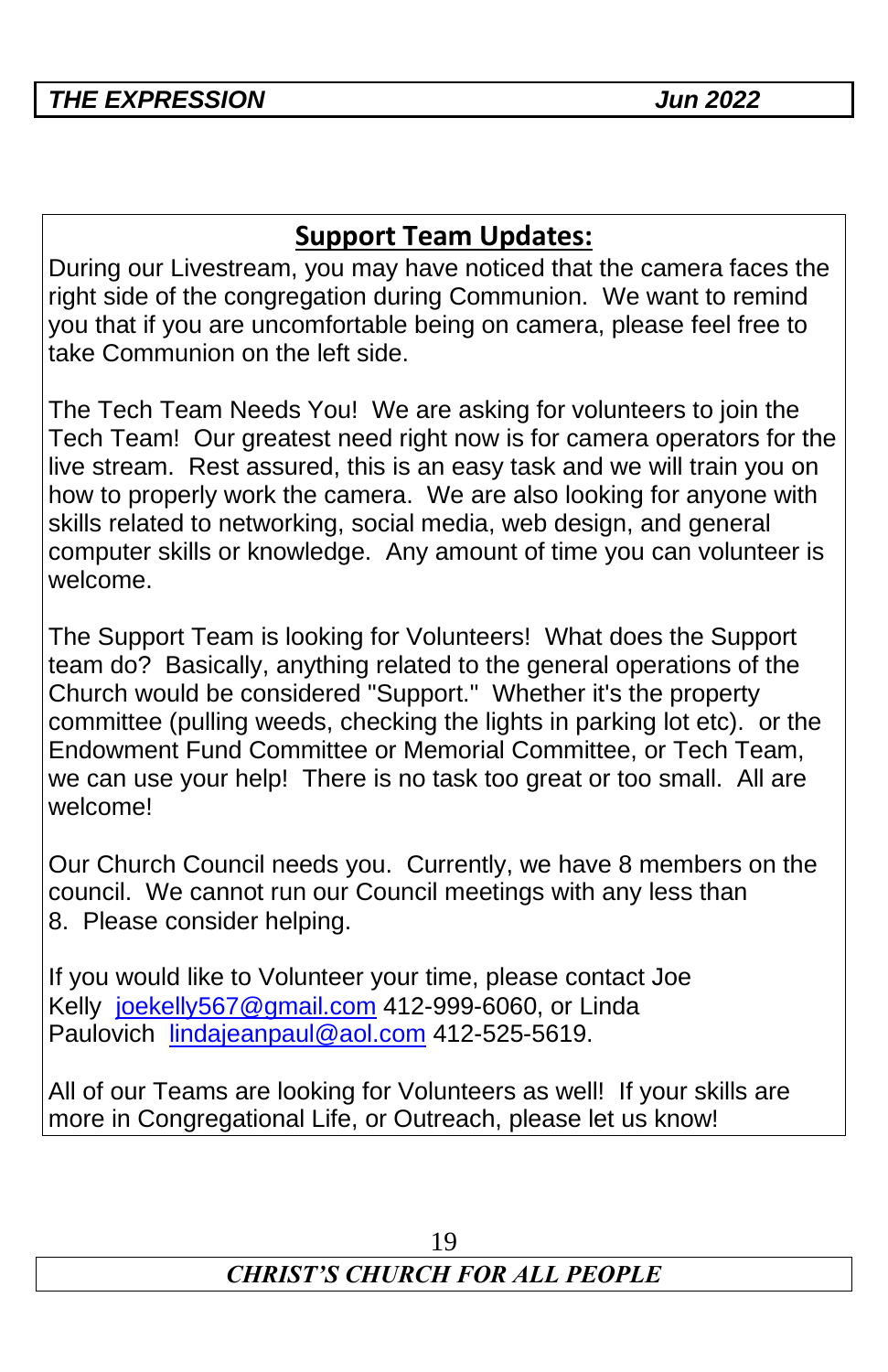## Support Team Updates:

During our Livestream, you may have noticed that the camera faces the right side of the congregation during Communion. We want to remind you that if you are uncomfortable being on camera, please feel free to take Communion on the left side.

The Tech Team Needs You! We are asking for volunteers to join the Tech Team! Our greatest need right now is for camera operators for the live stream. Rest assured, this is an easy task and we will train you on how to properly work the camera. We are also looking for anyone with skills related to networking, social media, web design, and general computer skills or knowledge. Any amount of time you can volunteer is welcome.

The Support Team is looking for Volunteers! What does the Support team do? Basically, anything related to the general operations of the Church would be considered "Support." Whether it's the property committee (pulling weeds, checking the lights in parking lot etc). or the Endowment Fund Committee or Memorial Committee, or Tech Team, we can use your help! There is no task too great or too small. All are welcome!

Our Church Council needs you. Currently, we have 8 members on the council. We cannot run our Council meetings with any less than 8. Please consider helping.

If you would like to Volunteer your time, please contact Joe Kelly joekelly567@gmail.com 412-999-6060, or Linda Paulovich lindajeanpaul@aol.com 412-525-5619.

All of our Teams are looking for Volunteers as well! If your skills are more in Congregational Life, or Outreach, please let us know!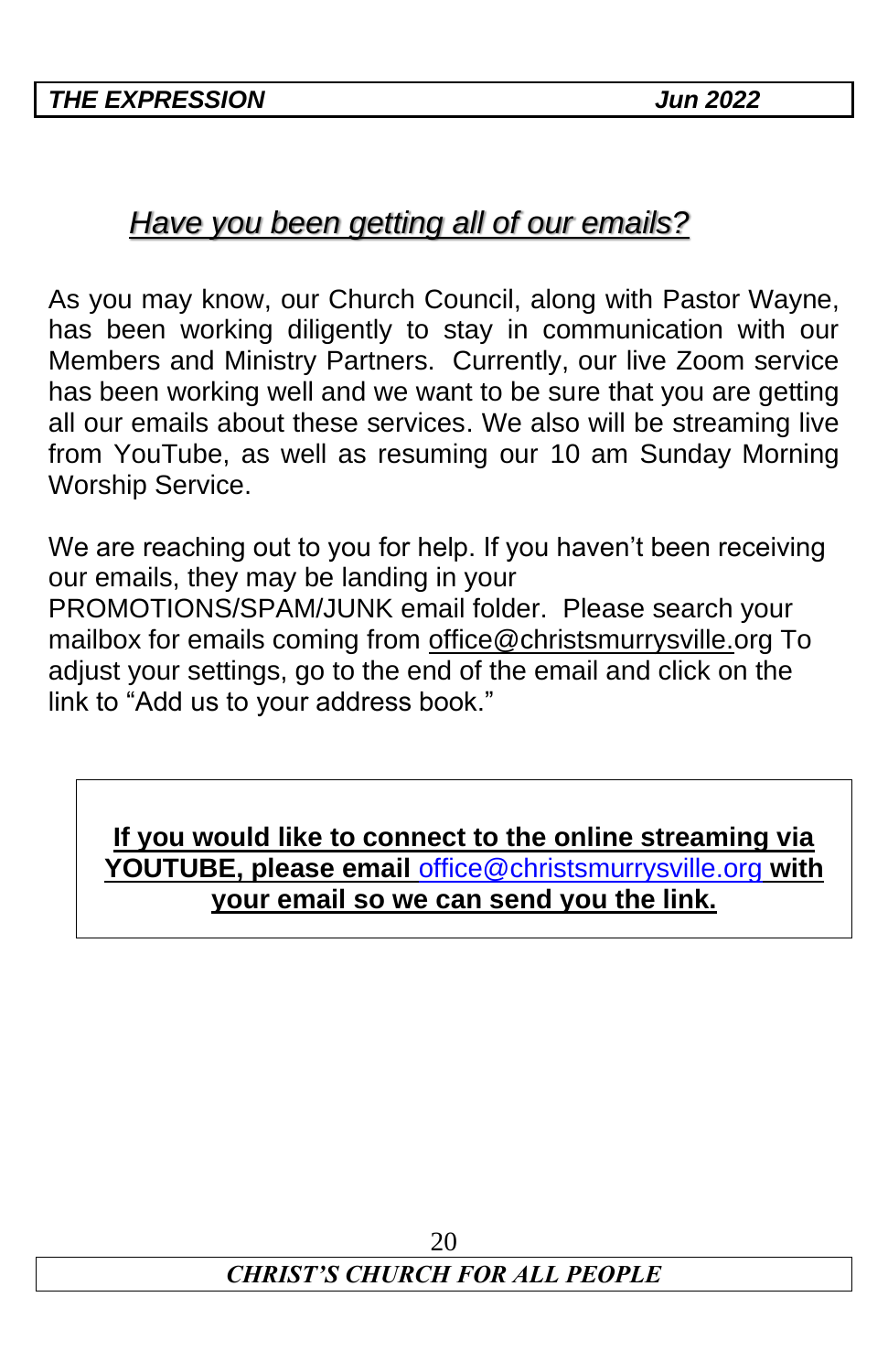## *Have you been getting all of our emails?*

As you may know, our Church Council, along with Pastor Wayne, has been working diligently to stay in communication with our Members and Ministry Partners. Currently, our live Zoom service has been working well and we want to be sure that you are getting all our emails about these services. We also will be streaming live from YouTube, as well as resuming our 10 am Sunday Morning Worship Service.

We are reaching out to you for help. If you haven't been receiving our emails, they may be landing in your PROMOTIONS/SPAM/JUNK email folder. Please search your mailbox for emails coming from office@christsmurrysville.org To adjust your settings, go to the end of the email and click on the link to "Add us to your address book."

**If you would like to connect to the online streaming via YOUTUBE, please email office@christsmurrysville.org with your email so we can send you the link.**